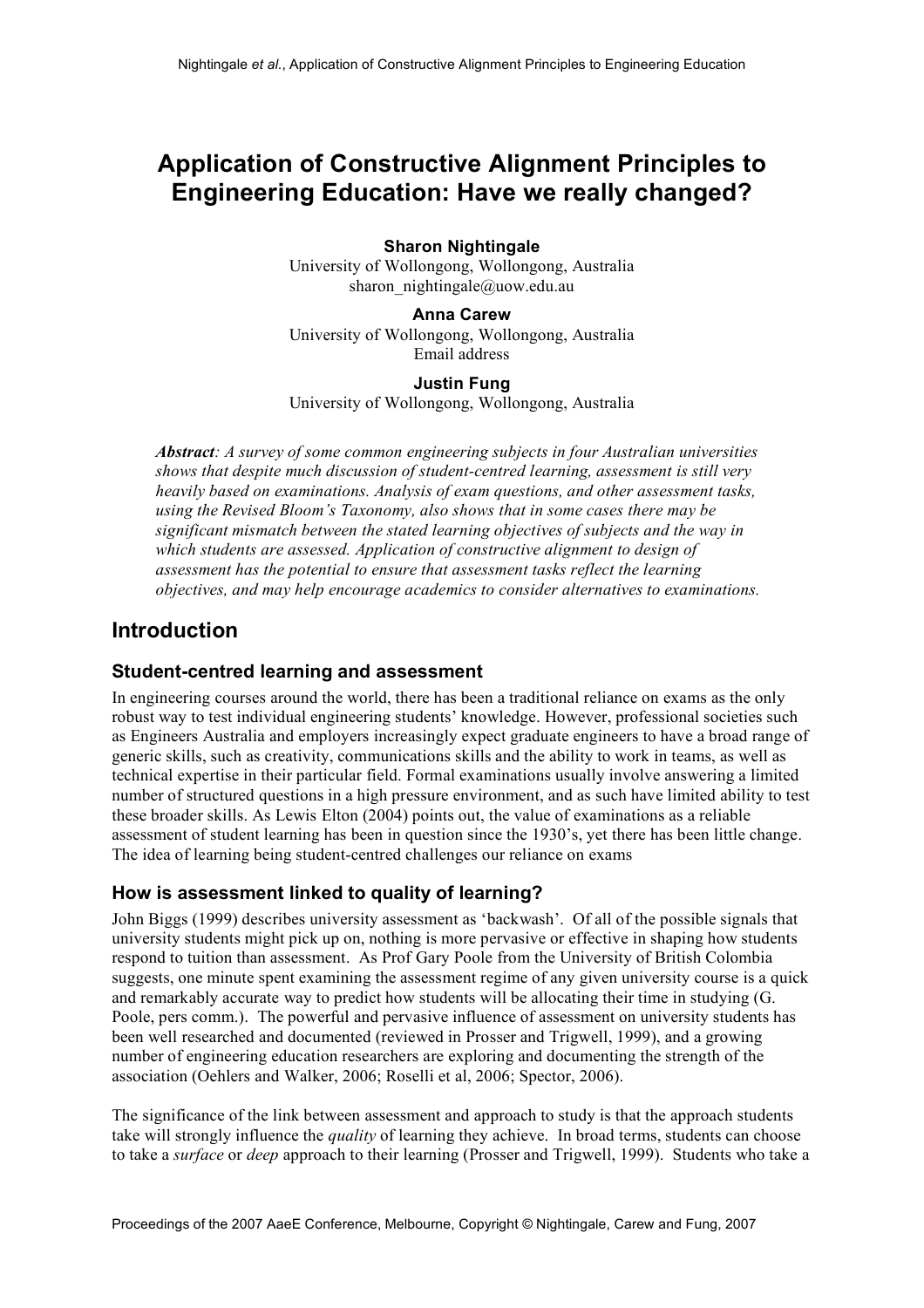# Application of Constructive Alignment Principles to Engineering Education: Have we really changed?

**Sharon Nightingale**
University of Wollongong, Wollongong, Australia
sharon_nightingale@uow.edu.au

**Anna Carew**
University of Wollongong, Wollongong, Australia
Email address

**Justin Fung**
University of Wollongong, Wollongong, Australia

***Abstract**: A survey of some common engineering subjects in four Australian universities shows that despite much discussion of student-centred learning, assessment is still very heavily based on examinations. Analysis of exam questions, and other assessment tasks, using the Revised Bloom's Taxonomy, also shows that in some cases there may be significant mismatch between the stated learning objectives of subjects and the way in which students are assessed. Application of constructive alignment to design of assessment has the potential to ensure that assessment tasks reflect the learning objectives, and may help encourage academics to consider alternatives to examinations.*

## Introduction

### Student-centred learning and assessment

In engineering courses around the world, there has been a traditional reliance on exams as the only robust way to test individual engineering students' knowledge. However, professional societies such as Engineers Australia and employers increasingly expect graduate engineers to have a broad range of generic skills, such as creativity, communications skills and the ability to work in teams, as well as technical expertise in their particular field. Formal examinations usually involve answering a limited number of structured questions in a high pressure environment, and as such have limited ability to test these broader skills. As Lewis Elton (2004) points out, the value of examinations as a reliable assessment of student learning has been in question since the 1930's, yet there has been little change. The idea of learning being student-centred challenges our reliance on exams

### How is assessment linked to quality of learning?

John Biggs (1999) describes university assessment as 'backwash'. Of all of the possible signals that university students might pick up on, nothing is more pervasive or effective in shaping how students respond to tuition than assessment. As Prof Gary Poole from the University of British Colombia suggests, one minute spent examining the assessment regime of any given university course is a quick and remarkably accurate way to predict how students will be allocating their time in studying (G. Poole, pers comm.). The powerful and pervasive influence of assessment on university students has been well researched and documented (reviewed in Prosser and Trigwell, 1999), and a growing number of engineering education researchers are exploring and documenting the strength of the association (Oehlers and Walker, 2006; Roselli et al, 2006; Spector, 2006).

The significance of the link between assessment and approach to study is that the approach students take will strongly influence the *quality* of learning they achieve. In broad terms, students can choose to take a *surface* or *deep* approach to their learning (Prosser and Trigwell, 1999). Students who take a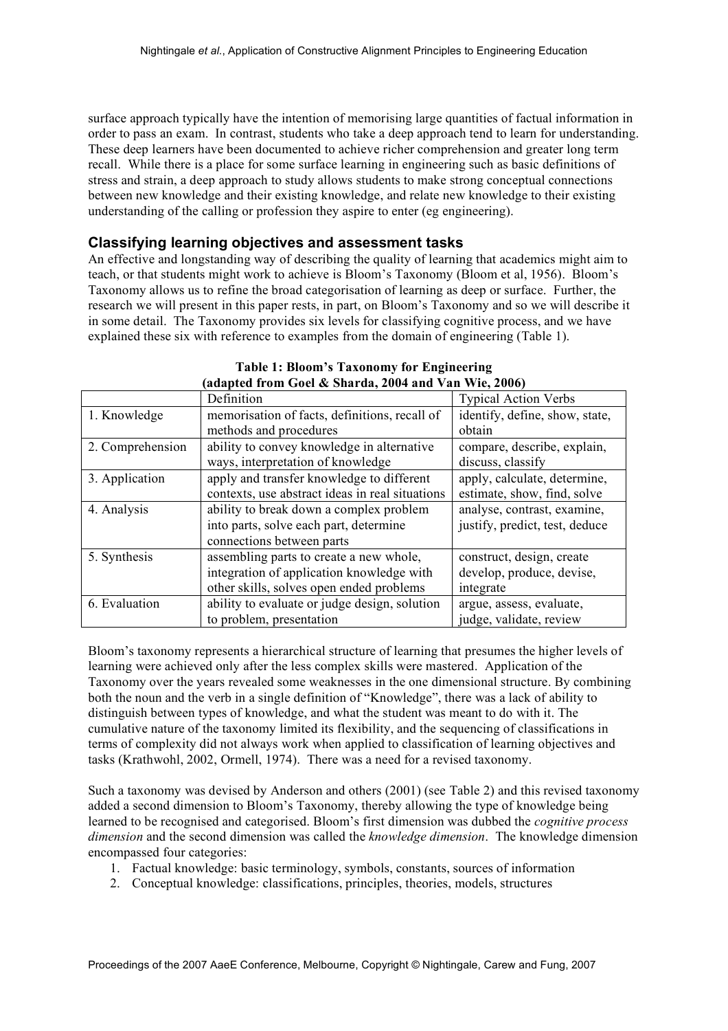surface approach typically have the intention of memorising large quantities of factual information in order to pass an exam. In contrast, students who take a deep approach tend to learn for understanding. These deep learners have been documented to achieve richer comprehension and greater long term recall. While there is a place for some surface learning in engineering such as basic definitions of stress and strain, a deep approach to study allows students to make strong conceptual connections between new knowledge and their existing knowledge, and relate new knowledge to their existing understanding of the calling or profession they aspire to enter (eg engineering).

## Classifying learning objectives and assessment tasks

An effective and longstanding way of describing the quality of learning that academics might aim to teach, or that students might work to achieve is Bloom's Taxonomy (Bloom et al, 1956). Bloom's Taxonomy allows us to refine the broad categorisation of learning as deep or surface. Further, the research we will present in this paper rests, in part, on Bloom's Taxonomy and so we will describe it in some detail. The Taxonomy provides six levels for classifying cognitive process, and we have explained these six with reference to examples from the domain of engineering (Table 1).

**Table 1: Bloom's Taxonomy for Engineering (adapted from Goel & Sharda, 2004 and Van Wie, 2006)**

| | Definition | Typical Action Verbs |
|---|---|---|
| 1. Knowledge | memorisation of facts, definitions, recall of methods and procedures | identify, define, show, state, obtain |
| 2. Comprehension | ability to convey knowledge in alternative ways, interpretation of knowledge | compare, describe, explain, discuss, classify |
| 3. Application | apply and transfer knowledge to different contexts, use abstract ideas in real situations | apply, calculate, determine, estimate, show, find, solve |
| 4. Analysis | ability to break down a complex problem into parts, solve each part, determine connections between parts | analyse, contrast, examine, justify, predict, test, deduce |
| 5. Synthesis | assembling parts to create a new whole, integration of application knowledge with other skills, solves open ended problems | construct, design, create develop, produce, devise, integrate |
| 6. Evaluation | ability to evaluate or judge design, solution to problem, presentation | argue, assess, evaluate, judge, validate, review |

Bloom's taxonomy represents a hierarchical structure of learning that presumes the higher levels of learning were achieved only after the less complex skills were mastered. Application of the Taxonomy over the years revealed some weaknesses in the one dimensional structure. By combining both the noun and the verb in a single definition of "Knowledge", there was a lack of ability to distinguish between types of knowledge, and what the student was meant to do with it. The cumulative nature of the taxonomy limited its flexibility, and the sequencing of classifications in terms of complexity did not always work when applied to classification of learning objectives and tasks (Krathwohl, 2002, Ormell, 1974). There was a need for a revised taxonomy.

Such a taxonomy was devised by Anderson and others (2001) (see Table 2) and this revised taxonomy added a second dimension to Bloom's Taxonomy, thereby allowing the type of knowledge being learned to be recognised and categorised. Bloom's first dimension was dubbed the *cognitive process dimension* and the second dimension was called the *knowledge dimension*. The knowledge dimension encompassed four categories:

1. Factual knowledge: basic terminology, symbols, constants, sources of information
2. Conceptual knowledge: classifications, principles, theories, models, structures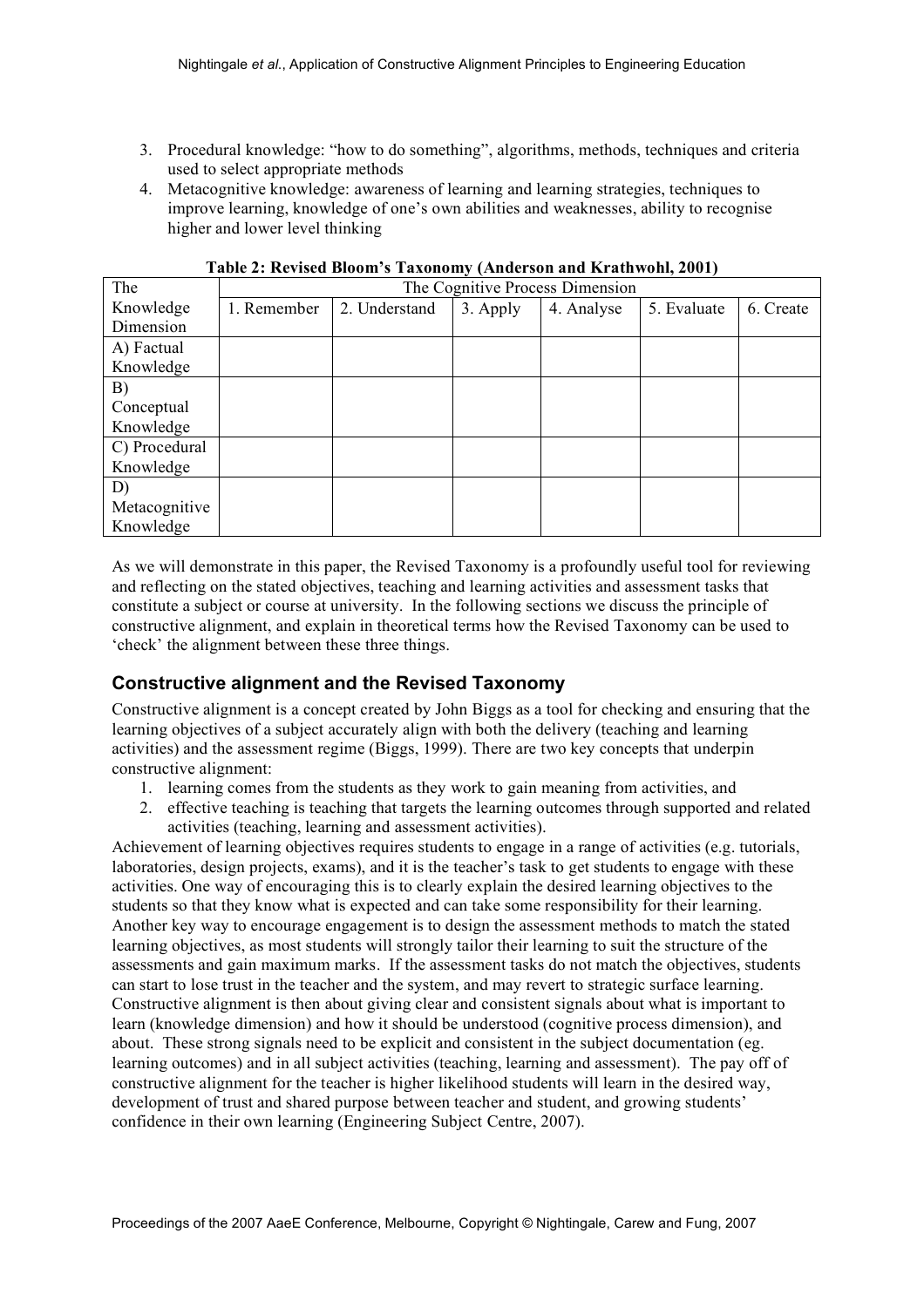3. Procedural knowledge: "how to do something", algorithms, methods, techniques and criteria used to select appropriate methods
4. Metacognitive knowledge: awareness of learning and learning strategies, techniques to improve learning, knowledge of one's own abilities and weaknesses, ability to recognise higher and lower level thinking

**Table 2: Revised Bloom's Taxonomy (Anderson and Krathwohl, 2001)**

| The Knowledge Dimension | The Cognitive Process Dimension | | | | | |
|---|---|---|---|---|---|---|
| | 1. Remember | 2. Understand | 3. Apply | 4. Analyse | 5. Evaluate | 6. Create |
| A) Factual Knowledge | | | | | | |
| B) Conceptual Knowledge | | | | | | |
| C) Procedural Knowledge | | | | | | |
| D) Metacognitive Knowledge | | | | | | |

As we will demonstrate in this paper, the Revised Taxonomy is a profoundly useful tool for reviewing and reflecting on the stated objectives, teaching and learning activities and assessment tasks that constitute a subject or course at university. In the following sections we discuss the principle of constructive alignment, and explain in theoretical terms how the Revised Taxonomy can be used to 'check' the alignment between these three things.

## Constructive alignment and the Revised Taxonomy

Constructive alignment is a concept created by John Biggs as a tool for checking and ensuring that the learning objectives of a subject accurately align with both the delivery (teaching and learning activities) and the assessment regime (Biggs, 1999). There are two key concepts that underpin constructive alignment:

1. learning comes from the students as they work to gain meaning from activities, and
2. effective teaching is teaching that targets the learning outcomes through supported and related activities (teaching, learning and assessment activities).

Achievement of learning objectives requires students to engage in a range of activities (e.g. tutorials, laboratories, design projects, exams), and it is the teacher's task to get students to engage with these activities. One way of encouraging this is to clearly explain the desired learning objectives to the students so that they know what is expected and can take some responsibility for their learning. Another key way to encourage engagement is to design the assessment methods to match the stated learning objectives, as most students will strongly tailor their learning to suit the structure of the assessments and gain maximum marks. If the assessment tasks do not match the objectives, students can start to lose trust in the teacher and the system, and may revert to strategic surface learning. Constructive alignment is then about giving clear and consistent signals about what is important to learn (knowledge dimension) and how it should be understood (cognitive process dimension), and about. These strong signals need to be explicit and consistent in the subject documentation (eg. learning outcomes) and in all subject activities (teaching, learning and assessment). The pay off of constructive alignment for the teacher is higher likelihood students will learn in the desired way, development of trust and shared purpose between teacher and student, and growing students' confidence in their own learning (Engineering Subject Centre, 2007).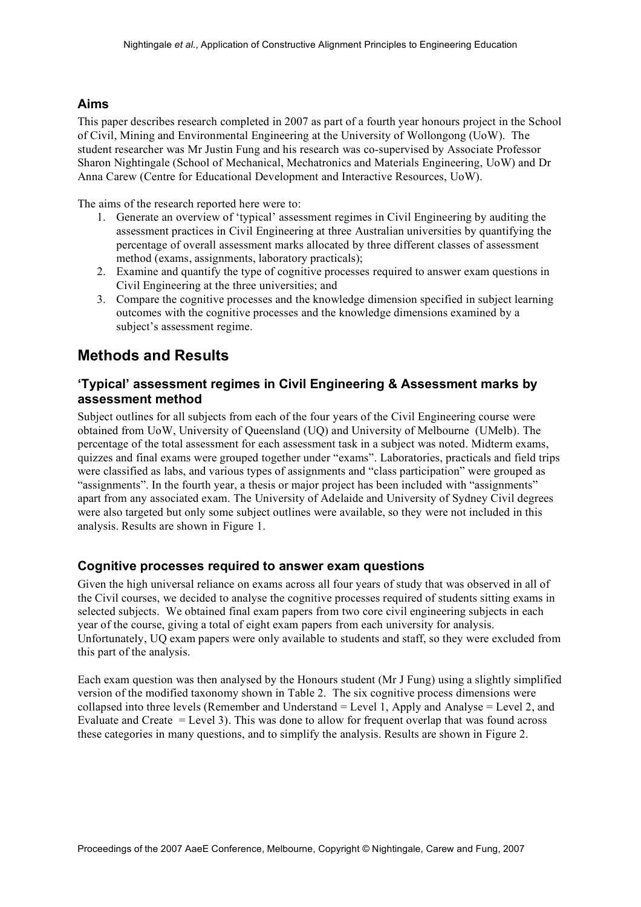### Aims

This paper describes research completed in 2007 as part of a fourth year honours project in the School of Civil, Mining and Environmental Engineering at the University of Wollongong (UoW). The student researcher was Mr Justin Fung and his research was co-supervised by Associate Professor Sharon Nightingale (School of Mechanical, Mechatronics and Materials Engineering, UoW) and Dr Anna Carew (Centre for Educational Development and Interactive Resources, UoW).

The aims of the research reported here were to:

1. Generate an overview of 'typical' assessment regimes in Civil Engineering by auditing the assessment practices in Civil Engineering at three Australian universities by quantifying the percentage of overall assessment marks allocated by three different classes of assessment method (exams, assignments, laboratory practicals);
2. Examine and quantify the type of cognitive processes required to answer exam questions in Civil Engineering at the three universities; and
3. Compare the cognitive processes and the knowledge dimension specified in subject learning outcomes with the cognitive processes and the knowledge dimensions examined by a subject's assessment regime.

## Methods and Results

### 'Typical' assessment regimes in Civil Engineering & Assessment marks by assessment method

Subject outlines for all subjects from each of the four years of the Civil Engineering course were obtained from UoW, University of Queensland (UQ) and University of Melbourne (UMelb). The percentage of the total assessment for each assessment task in a subject was noted. Midterm exams, quizzes and final exams were grouped together under "exams". Laboratories, practicals and field trips were classified as labs, and various types of assignments and "class participation" were grouped as "assignments". In the fourth year, a thesis or major project has been included with "assignments" apart from any associated exam. The University of Adelaide and University of Sydney Civil degrees were also targeted but only some subject outlines were available, so they were not included in this analysis. Results are shown in Figure 1.

### Cognitive processes required to answer exam questions

Given the high universal reliance on exams across all four years of study that was observed in all of the Civil courses, we decided to analyse the cognitive processes required of students sitting exams in selected subjects. We obtained final exam papers from two core civil engineering subjects in each year of the course, giving a total of eight exam papers from each university for analysis. Unfortunately, UQ exam papers were only available to students and staff, so they were excluded from this part of the analysis.

Each exam question was then analysed by the Honours student (Mr J Fung) using a slightly simplified version of the modified taxonomy shown in Table 2. The six cognitive process dimensions were collapsed into three levels (Remember and Understand = Level 1, Apply and Analyse = Level 2, and Evaluate and Create = Level 3). This was done to allow for frequent overlap that was found across these categories in many questions, and to simplify the analysis. Results are shown in Figure 2.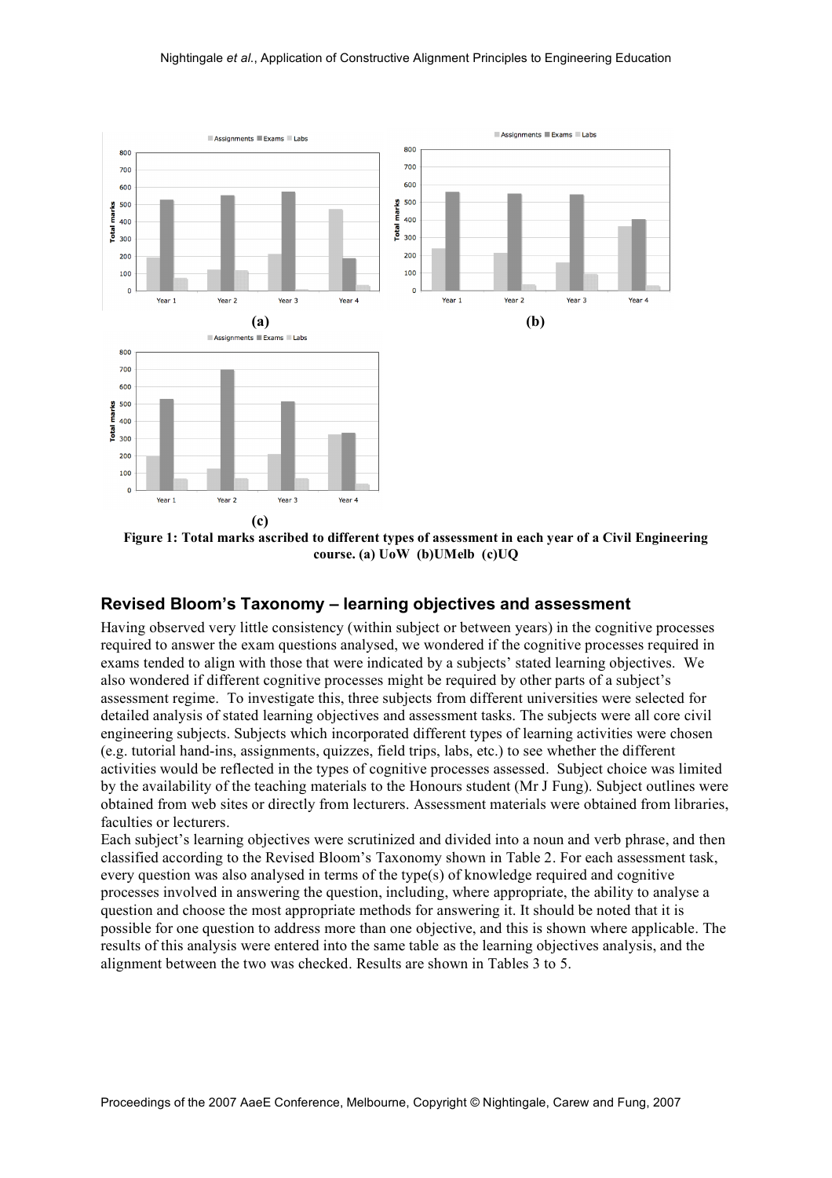**(a)** **(b)**

**(c)**

**Figure 1: Total marks ascribed to different types of assessment in each year of a Civil Engineering course. (a) UoW (b)UMelb (c)UQ**

## Revised Bloom's Taxonomy – learning objectives and assessment

Having observed very little consistency (within subject or between years) in the cognitive processes required to answer the exam questions analysed, we wondered if the cognitive processes required in exams tended to align with those that were indicated by a subjects' stated learning objectives. We also wondered if different cognitive processes might be required by other parts of a subject's assessment regime. To investigate this, three subjects from different universities were selected for detailed analysis of stated learning objectives and assessment tasks. The subjects were all core civil engineering subjects. Subjects which incorporated different types of learning activities were chosen (e.g. tutorial hand-ins, assignments, quizzes, field trips, labs, etc.) to see whether the different activities would be reflected in the types of cognitive processes assessed. Subject choice was limited by the availability of the teaching materials to the Honours student (Mr J Fung). Subject outlines were obtained from web sites or directly from lecturers. Assessment materials were obtained from libraries, faculties or lecturers.

Each subject's learning objectives were scrutinized and divided into a noun and verb phrase, and then classified according to the Revised Bloom's Taxonomy shown in Table 2. For each assessment task, every question was also analysed in terms of the type(s) of knowledge required and cognitive processes involved in answering the question, including, where appropriate, the ability to analyse a question and choose the most appropriate methods for answering it. It should be noted that it is possible for one question to address more than one objective, and this is shown where applicable. The results of this analysis were entered into the same table as the learning objectives analysis, and the alignment between the two was checked. Results are shown in Tables 3 to 5.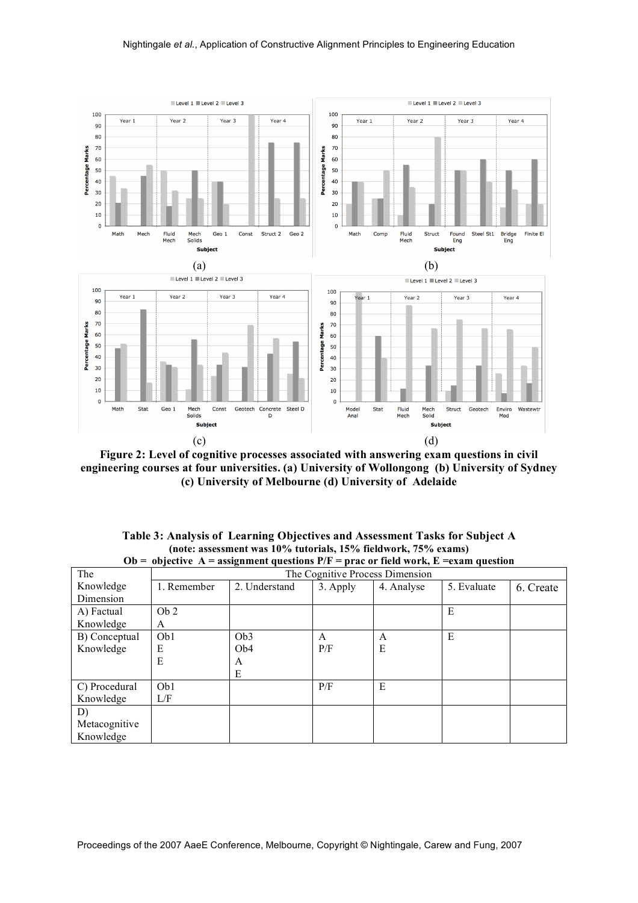(a) (b)

(c) (d)

**Figure 2: Level of cognitive processes associated with answering exam questions in civil engineering courses at four universities. (a) University of Wollongong (b) University of Sydney (c) University of Melbourne (d) University of Adelaide**

**Table 3: Analysis of Learning Objectives and Assessment Tasks for Subject A**
**(note: assessment was 10% tutorials, 15% fieldwork, 75% exams)**
**Ob = objective A = assignment questions P/F = prac or field work, E =exam question**

| The Knowledge Dimension | The Cognitive Process Dimension | | | | | |
|---|---|---|---|---|---|---|
| | 1. Remember | 2. Understand | 3. Apply | 4. Analyse | 5. Evaluate | 6. Create |
| A) Factual Knowledge | Ob 2<br>A | | | | E | |
| B) Conceptual Knowledge | Ob1<br>E<br>E | Ob3<br>Ob4<br>A<br>E | A<br>P/F | A<br>E | E | |
| C) Procedural Knowledge | Ob1<br>L/F | | P/F | E | | |
| D) Metacognitive Knowledge | | | | | | |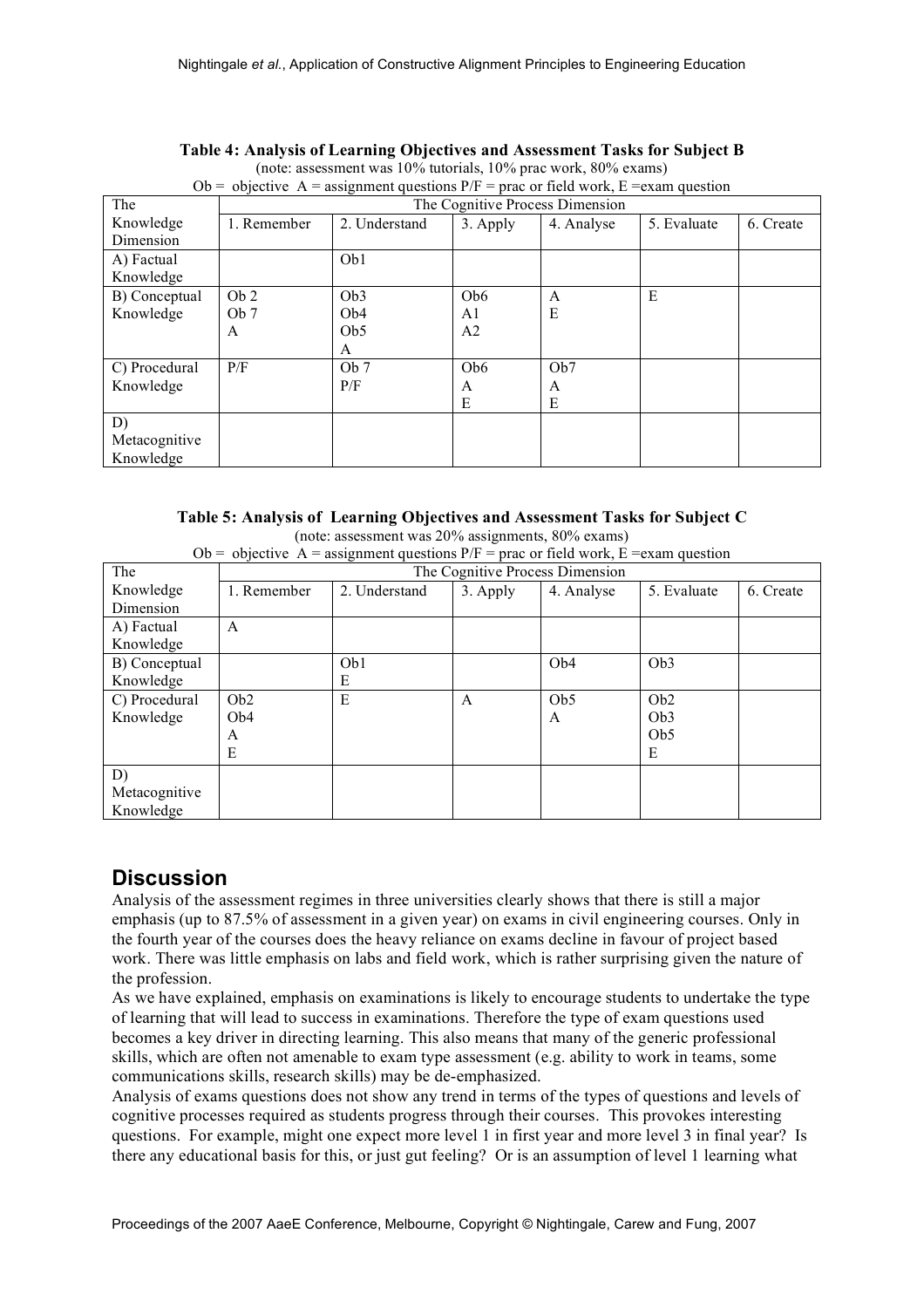**Table 4: Analysis of Learning Objectives and Assessment Tasks for Subject B**

(note: assessment was 10% tutorials, 10% prac work, 80% exams)

Ob = objective A = assignment questions P/F = prac or field work, E =exam question

| The Knowledge Dimension | The Cognitive Process Dimension | | | | | |
|---|---|---|---|---|---|---|
| | 1. Remember | 2. Understand | 3. Apply | 4. Analyse | 5. Evaluate | 6. Create |
| A) Factual Knowledge | | Ob1 | | | | |
| B) Conceptual Knowledge | Ob 2<br>Ob 7<br>A | Ob3<br>Ob4<br>Ob5<br>A | Ob6<br>A1<br>A2 | A<br>E | E | |
| C) Procedural Knowledge | P/F | Ob 7<br>P/F | Ob6<br>A<br>E | Ob7<br>A<br>E | | |
| D) Metacognitive Knowledge | | | | | | |

**Table 5: Analysis of Learning Objectives and Assessment Tasks for Subject C**

(note: assessment was 20% assignments, 80% exams)

Ob = objective A = assignment questions P/F = prac or field work, E =exam question

| The Knowledge Dimension | The Cognitive Process Dimension | | | | | |
|---|---|---|---|---|---|---|
| | 1. Remember | 2. Understand | 3. Apply | 4. Analyse | 5. Evaluate | 6. Create |
| A) Factual Knowledge | A | | | | | |
| B) Conceptual Knowledge | | Ob1<br>E | | Ob4 | Ob3 | |
| C) Procedural Knowledge | Ob2<br>Ob4<br>A<br>E | E | A | Ob5<br>A | Ob2<br>Ob3<br>Ob5<br>E | |
| D) Metacognitive Knowledge | | | | | | |

## Discussion

Analysis of the assessment regimes in three universities clearly shows that there is still a major emphasis (up to 87.5% of assessment in a given year) on exams in civil engineering courses. Only in the fourth year of the courses does the heavy reliance on exams decline in favour of project based work. There was little emphasis on labs and field work, which is rather surprising given the nature of the profession.

As we have explained, emphasis on examinations is likely to encourage students to undertake the type of learning that will lead to success in examinations. Therefore the type of exam questions used becomes a key driver in directing learning. This also means that many of the generic professional skills, which are often not amenable to exam type assessment (e.g. ability to work in teams, some communications skills, research skills) may be de-emphasized.

Analysis of exams questions does not show any trend in terms of the types of questions and levels of cognitive processes required as students progress through their courses. This provokes interesting questions. For example, might one expect more level 1 in first year and more level 3 in final year? Is there any educational basis for this, or just gut feeling? Or is an assumption of level 1 learning what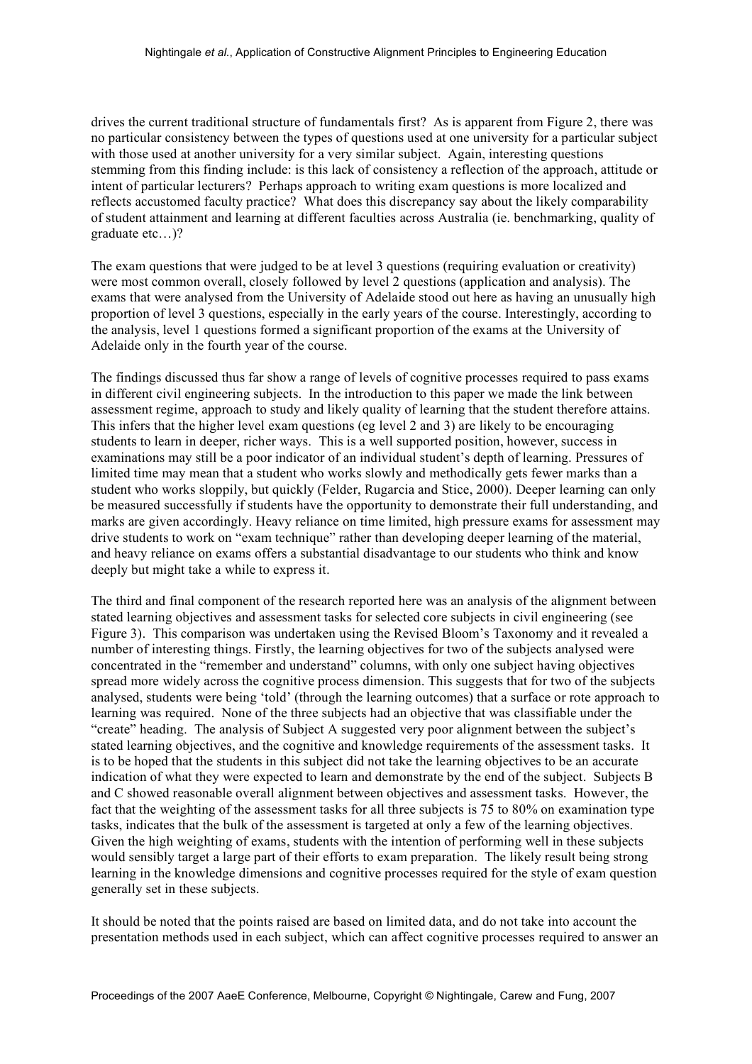drives the current traditional structure of fundamentals first? As is apparent from Figure 2, there was no particular consistency between the types of questions used at one university for a particular subject with those used at another university for a very similar subject. Again, interesting questions stemming from this finding include: is this lack of consistency a reflection of the approach, attitude or intent of particular lecturers? Perhaps approach to writing exam questions is more localized and reflects accustomed faculty practice? What does this discrepancy say about the likely comparability of student attainment and learning at different faculties across Australia (ie. benchmarking, quality of graduate etc…)?

The exam questions that were judged to be at level 3 questions (requiring evaluation or creativity) were most common overall, closely followed by level 2 questions (application and analysis). The exams that were analysed from the University of Adelaide stood out here as having an unusually high proportion of level 3 questions, especially in the early years of the course. Interestingly, according to the analysis, level 1 questions formed a significant proportion of the exams at the University of Adelaide only in the fourth year of the course.

The findings discussed thus far show a range of levels of cognitive processes required to pass exams in different civil engineering subjects. In the introduction to this paper we made the link between assessment regime, approach to study and likely quality of learning that the student therefore attains. This infers that the higher level exam questions (eg level 2 and 3) are likely to be encouraging students to learn in deeper, richer ways. This is a well supported position, however, success in examinations may still be a poor indicator of an individual student's depth of learning. Pressures of limited time may mean that a student who works slowly and methodically gets fewer marks than a student who works sloppily, but quickly (Felder, Rugarcia and Stice, 2000). Deeper learning can only be measured successfully if students have the opportunity to demonstrate their full understanding, and marks are given accordingly. Heavy reliance on time limited, high pressure exams for assessment may drive students to work on "exam technique" rather than developing deeper learning of the material, and heavy reliance on exams offers a substantial disadvantage to our students who think and know deeply but might take a while to express it.

The third and final component of the research reported here was an analysis of the alignment between stated learning objectives and assessment tasks for selected core subjects in civil engineering (see Figure 3). This comparison was undertaken using the Revised Bloom's Taxonomy and it revealed a number of interesting things. Firstly, the learning objectives for two of the subjects analysed were concentrated in the "remember and understand" columns, with only one subject having objectives spread more widely across the cognitive process dimension. This suggests that for two of the subjects analysed, students were being 'told' (through the learning outcomes) that a surface or rote approach to learning was required. None of the three subjects had an objective that was classifiable under the "create" heading. The analysis of Subject A suggested very poor alignment between the subject's stated learning objectives, and the cognitive and knowledge requirements of the assessment tasks. It is to be hoped that the students in this subject did not take the learning objectives to be an accurate indication of what they were expected to learn and demonstrate by the end of the subject. Subjects B and C showed reasonable overall alignment between objectives and assessment tasks. However, the fact that the weighting of the assessment tasks for all three subjects is 75 to 80% on examination type tasks, indicates that the bulk of the assessment is targeted at only a few of the learning objectives. Given the high weighting of exams, students with the intention of performing well in these subjects would sensibly target a large part of their efforts to exam preparation. The likely result being strong learning in the knowledge dimensions and cognitive processes required for the style of exam question generally set in these subjects.

It should be noted that the points raised are based on limited data, and do not take into account the presentation methods used in each subject, which can affect cognitive processes required to answer an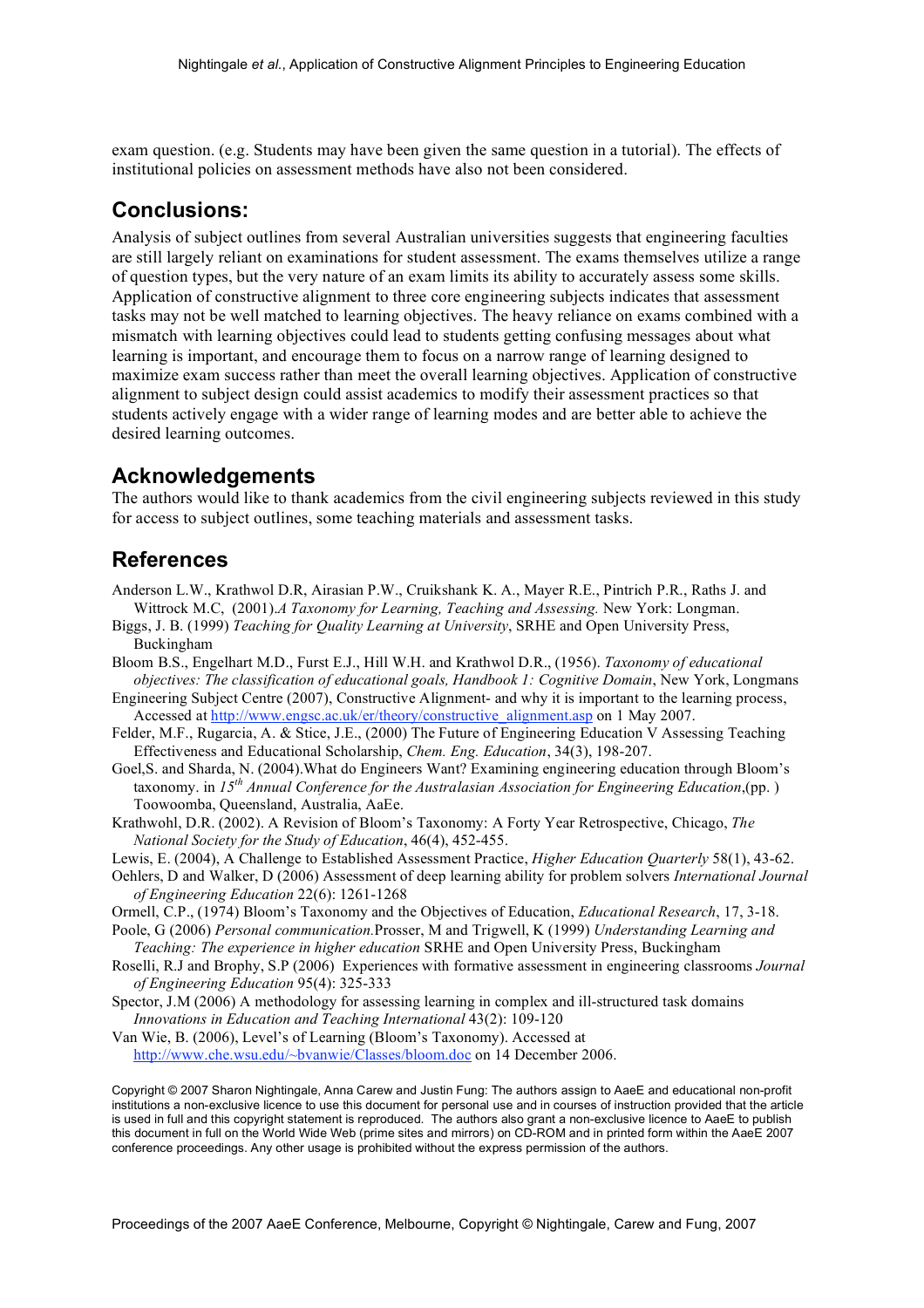exam question. (e.g. Students may have been given the same question in a tutorial). The effects of institutional policies on assessment methods have also not been considered.

## Conclusions:

Analysis of subject outlines from several Australian universities suggests that engineering faculties are still largely reliant on examinations for student assessment. The exams themselves utilize a range of question types, but the very nature of an exam limits its ability to accurately assess some skills. Application of constructive alignment to three core engineering subjects indicates that assessment tasks may not be well matched to learning objectives. The heavy reliance on exams combined with a mismatch with learning objectives could lead to students getting confusing messages about what learning is important, and encourage them to focus on a narrow range of learning designed to maximize exam success rather than meet the overall learning objectives. Application of constructive alignment to subject design could assist academics to modify their assessment practices so that students actively engage with a wider range of learning modes and are better able to achieve the desired learning outcomes.

## Acknowledgements

The authors would like to thank academics from the civil engineering subjects reviewed in this study for access to subject outlines, some teaching materials and assessment tasks.

## References

Anderson L.W., Krathwol D.R, Airasian P.W., Cruikshank K. A., Mayer R.E., Pintrich P.R., Raths J. and Wittrock M.C, (2001).*A Taxonomy for Learning, Teaching and Assessing.* New York: Longman.

Biggs, J. B. (1999) *Teaching for Quality Learning at University*, SRHE and Open University Press, Buckingham

Bloom B.S., Engelhart M.D., Furst E.J., Hill W.H. and Krathwol D.R., (1956). *Taxonomy of educational objectives: The classification of educational goals, Handbook 1: Cognitive Domain*, New York, Longmans

Engineering Subject Centre (2007), Constructive Alignment- and why it is important to the learning process, Accessed at http://www.engsc.ac.uk/er/theory/constructive_alignment.asp on 1 May 2007.

Felder, M.F., Rugarcia, A. & Stice, J.E., (2000) The Future of Engineering Education V Assessing Teaching Effectiveness and Educational Scholarship, *Chem. Eng. Education*, 34(3), 198-207.

Goel,S. and Sharda, N. (2004).What do Engineers Want? Examining engineering education through Bloom's taxonomy. in *15th Annual Conference for the Australasian Association for Engineering Education*,(pp. ) Toowoomba, Queensland, Australia, AaEe.

Krathwohl, D.R. (2002). A Revision of Bloom's Taxonomy: A Forty Year Retrospective, Chicago, *The National Society for the Study of Education*, 46(4), 452-455.

Lewis, E. (2004), A Challenge to Established Assessment Practice, *Higher Education Quarterly* 58(1), 43-62.

Oehlers, D and Walker, D (2006) Assessment of deep learning ability for problem solvers *International Journal of Engineering Education* 22(6): 1261-1268

Ormell, C.P., (1974) Bloom's Taxonomy and the Objectives of Education, *Educational Research*, 17, 3-18.

Poole, G (2006) *Personal communication.*Prosser, M and Trigwell, K (1999) *Understanding Learning and Teaching: The experience in higher education* SRHE and Open University Press, Buckingham

Roselli, R.J and Brophy, S.P (2006) Experiences with formative assessment in engineering classrooms *Journal of Engineering Education* 95(4): 325-333

Spector, J.M (2006) A methodology for assessing learning in complex and ill-structured task domains *Innovations in Education and Teaching International* 43(2): 109-120

Van Wie, B. (2006), Level's of Learning (Bloom's Taxonomy). Accessed at http://www.che.wsu.edu/~bvanwie/Classes/bloom.doc on 14 December 2006.

Copyright © 2007 Sharon Nightingale, Anna Carew and Justin Fung: The authors assign to AaeE and educational non-profit institutions a non-exclusive licence to use this document for personal use and in courses of instruction provided that the article is used in full and this copyright statement is reproduced. The authors also grant a non-exclusive licence to AaeE to publish this document in full on the World Wide Web (prime sites and mirrors) on CD-ROM and in printed form within the AaeE 2007 conference proceedings. Any other usage is prohibited without the express permission of the authors.